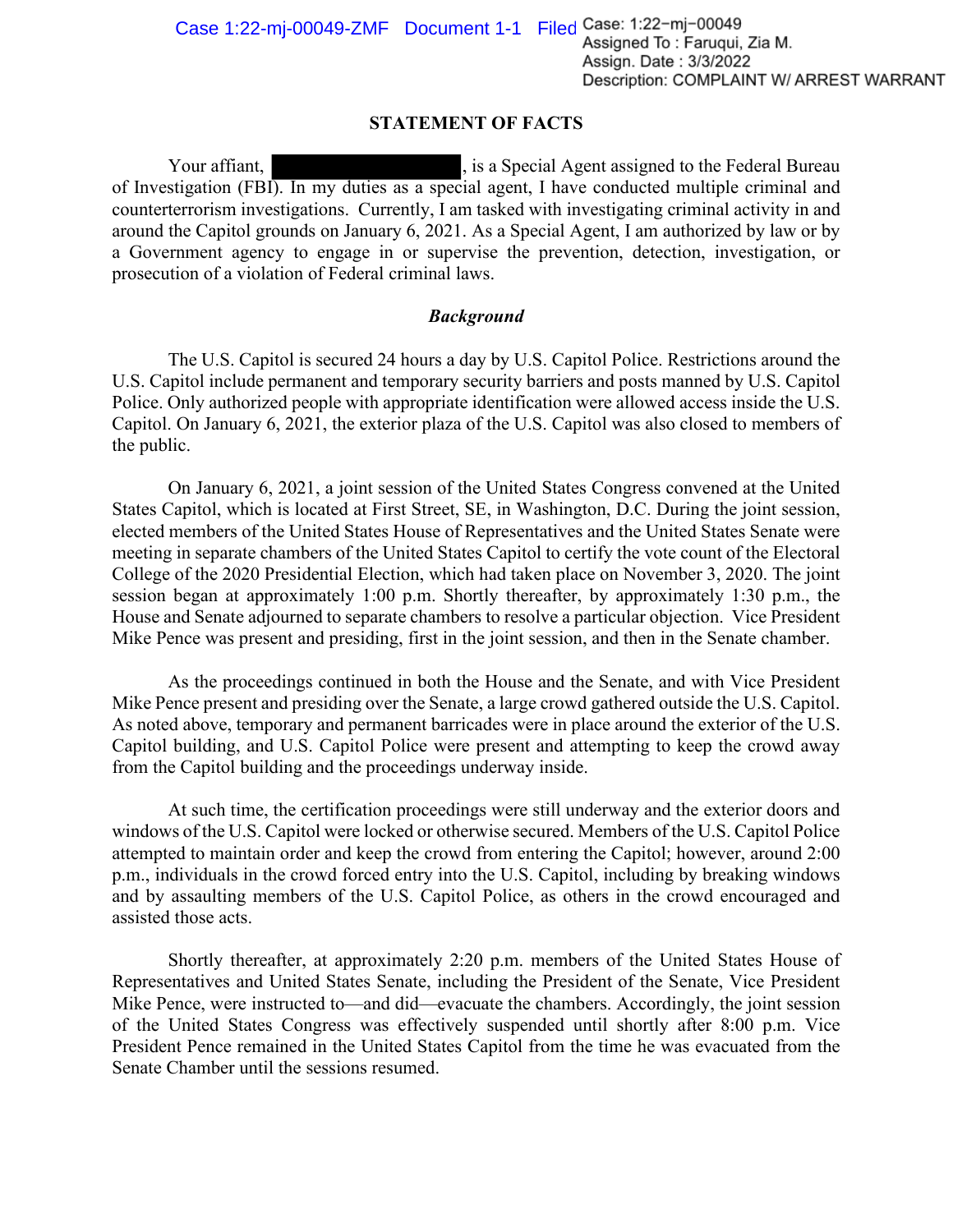## STATEMENT OF FACTS

Your affiant, [REDACTED], is a Special Agent assigned to the Federal Bureau of Investigation (FBI). In my duties as a special agent, I have conducted multiple criminal and counterterrorism investigations. Currently, I am tasked with investigating criminal activity in and around the Capitol grounds on January 6, 2021. As a Special Agent, I am authorized by law or by a Government agency to engage in or supervise the prevention, detection, investigation, or prosecution of a violation of Federal criminal laws.

### *Background*

The U.S. Capitol is secured 24 hours a day by U.S. Capitol Police. Restrictions around the U.S. Capitol include permanent and temporary security barriers and posts manned by U.S. Capitol Police. Only authorized people with appropriate identification were allowed access inside the U.S. Capitol. On January 6, 2021, the exterior plaza of the U.S. Capitol was also closed to members of the public.

On January 6, 2021, a joint session of the United States Congress convened at the United States Capitol, which is located at First Street, SE, in Washington, D.C. During the joint session, elected members of the United States House of Representatives and the United States Senate were meeting in separate chambers of the United States Capitol to certify the vote count of the Electoral College of the 2020 Presidential Election, which had taken place on November 3, 2020. The joint session began at approximately 1:00 p.m. Shortly thereafter, by approximately 1:30 p.m., the House and Senate adjourned to separate chambers to resolve a particular objection. Vice President Mike Pence was present and presiding, first in the joint session, and then in the Senate chamber.

As the proceedings continued in both the House and the Senate, and with Vice President Mike Pence present and presiding over the Senate, a large crowd gathered outside the U.S. Capitol. As noted above, temporary and permanent barricades were in place around the exterior of the U.S. Capitol building, and U.S. Capitol Police were present and attempting to keep the crowd away from the Capitol building and the proceedings underway inside.

At such time, the certification proceedings were still underway and the exterior doors and windows of the U.S. Capitol were locked or otherwise secured. Members of the U.S. Capitol Police attempted to maintain order and keep the crowd from entering the Capitol; however, around 2:00 p.m., individuals in the crowd forced entry into the U.S. Capitol, including by breaking windows and by assaulting members of the U.S. Capitol Police, as others in the crowd encouraged and assisted those acts.

Shortly thereafter, at approximately 2:20 p.m. members of the United States House of Representatives and United States Senate, including the President of the Senate, Vice President Mike Pence, were instructed to—and did—evacuate the chambers. Accordingly, the joint session of the United States Congress was effectively suspended until shortly after 8:00 p.m. Vice President Pence remained in the United States Capitol from the time he was evacuated from the Senate Chamber until the sessions resumed.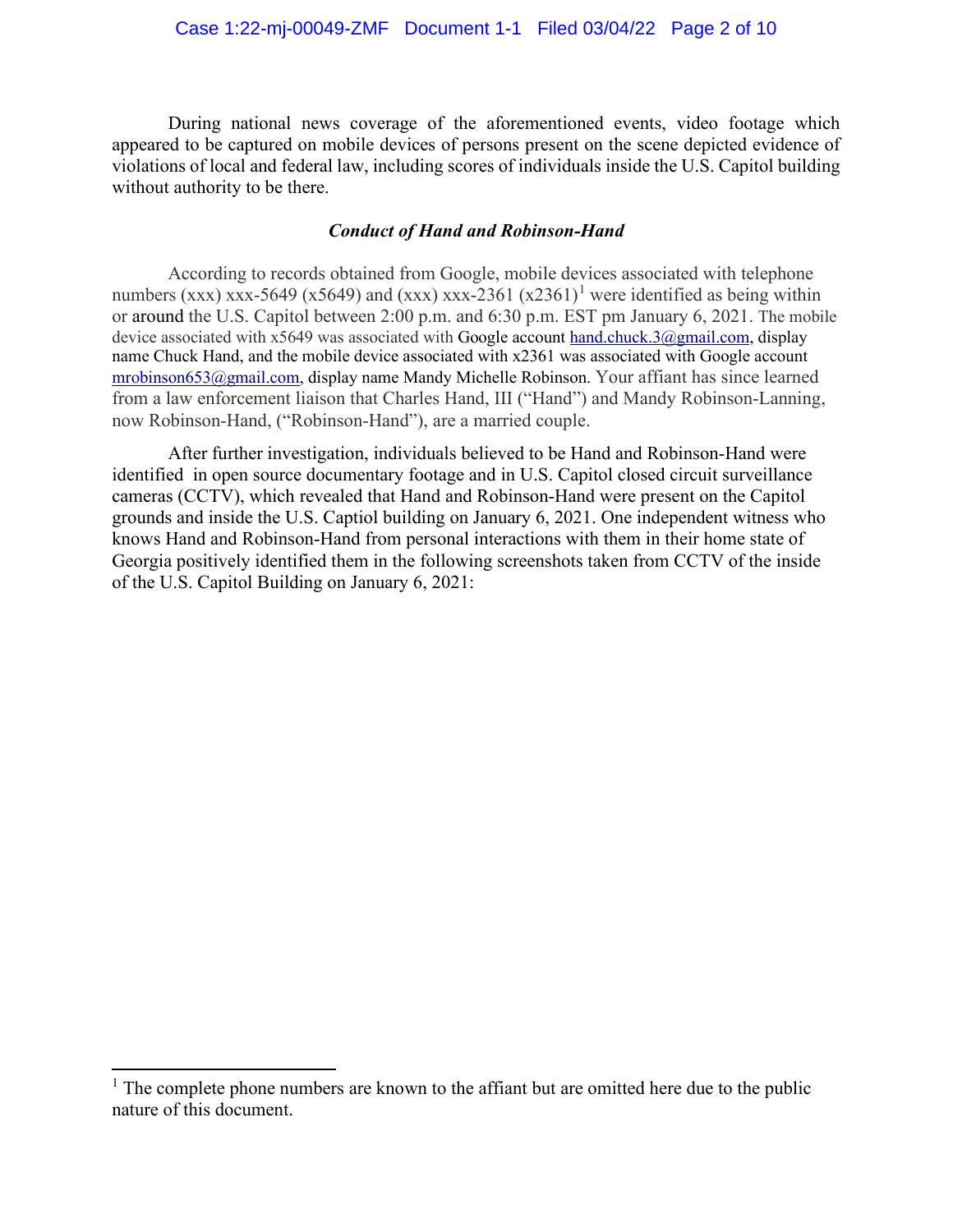During national news coverage of the aforementioned events, video footage which appeared to be captured on mobile devices of persons present on the scene depicted evidence of violations of local and federal law, including scores of individuals inside the U.S. Capitol building without authority to be there.

***Conduct of Hand and Robinson-Hand***

According to records obtained from Google, mobile devices associated with telephone numbers (xxx) xxx-5649 (x5649) and (xxx) xxx-2361 (x2361)[1] were identified as being within or around the U.S. Capitol between 2:00 p.m. and 6:30 p.m. EST pm January 6, 2021. The mobile device associated with x5649 was associated with Google account hand.chuck.3@gmail.com, display name Chuck Hand, and the mobile device associated with x2361 was associated with Google account mrobinson653@gmail.com, display name Mandy Michelle Robinson. Your affiant has since learned from a law enforcement liaison that Charles Hand, III ("Hand") and Mandy Robinson-Lanning, now Robinson-Hand, ("Robinson-Hand"), are a married couple.

After further investigation, individuals believed to be Hand and Robinson-Hand were identified in open source documentary footage and in U.S. Capitol closed circuit surveillance cameras (CCTV), which revealed that Hand and Robinson-Hand were present on the Capitol grounds and inside the U.S. Captiol building on January 6, 2021. One independent witness who knows Hand and Robinson-Hand from personal interactions with them in their home state of Georgia positively identified them in the following screenshots taken from CCTV of the inside of the U.S. Capitol Building on January 6, 2021:

[1] The complete phone numbers are known to the affiant but are omitted here due to the public nature of this document.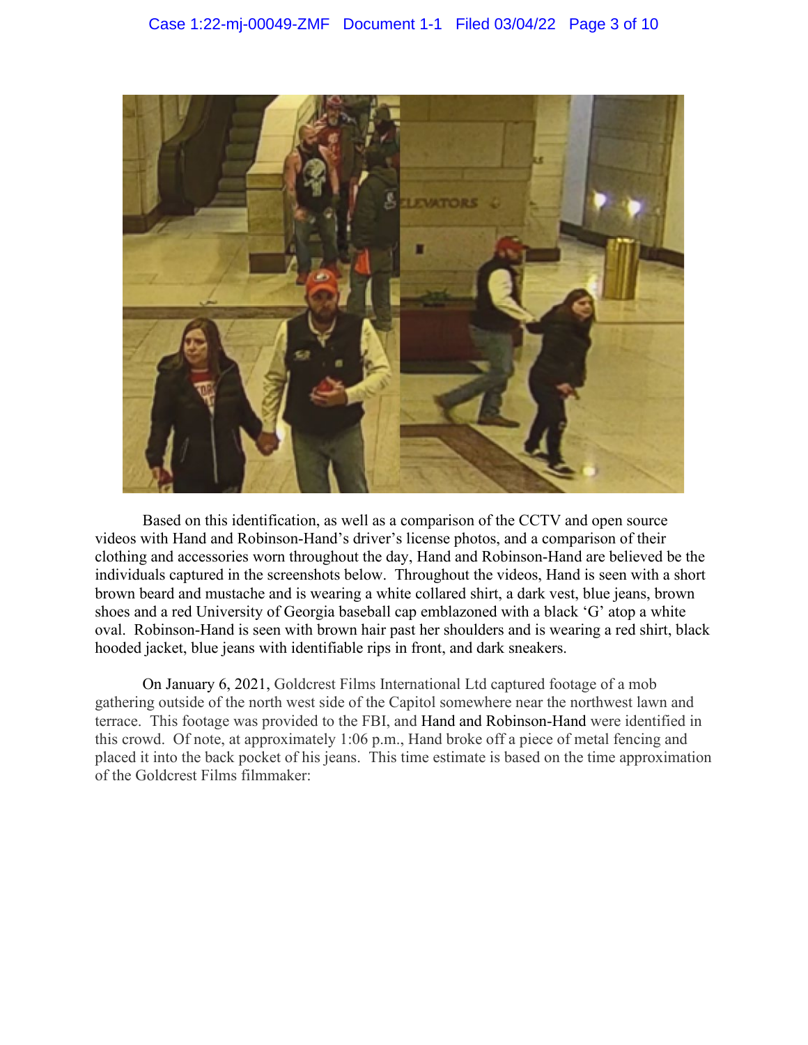Based on this identification, as well as a comparison of the CCTV and open source videos with Hand and Robinson-Hand's driver's license photos, and a comparison of their clothing and accessories worn throughout the day, Hand and Robinson-Hand are believed be the individuals captured in the screenshots below. Throughout the videos, Hand is seen with a short brown beard and mustache and is wearing a white collared shirt, a dark vest, blue jeans, brown shoes and a red University of Georgia baseball cap emblazoned with a black 'G' atop a white oval. Robinson-Hand is seen with brown hair past her shoulders and is wearing a red shirt, black hooded jacket, blue jeans with identifiable rips in front, and dark sneakers.

On January 6, 2021, Goldcrest Films International Ltd captured footage of a mob gathering outside of the north west side of the Capitol somewhere near the northwest lawn and terrace. This footage was provided to the FBI, and Hand and Robinson-Hand were identified in this crowd. Of note, at approximately 1:06 p.m., Hand broke off a piece of metal fencing and placed it into the back pocket of his jeans. This time estimate is based on the time approximation of the Goldcrest Films filmmaker: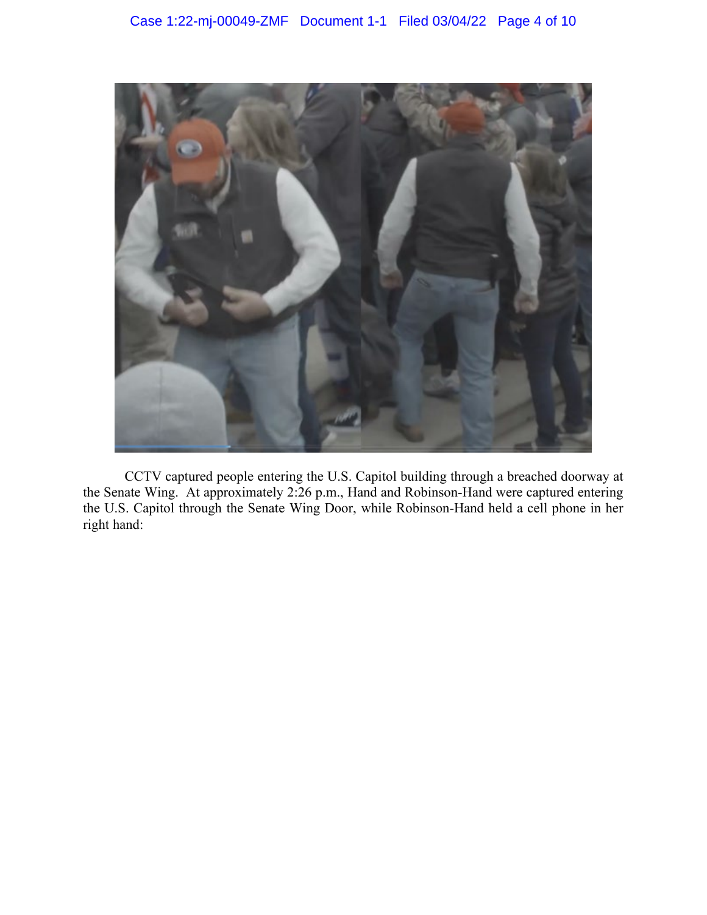CCTV captured people entering the U.S. Capitol building through a breached doorway at the Senate Wing. At approximately 2:26 p.m., Hand and Robinson-Hand were captured entering the U.S. Capitol through the Senate Wing Door, while Robinson-Hand held a cell phone in her right hand: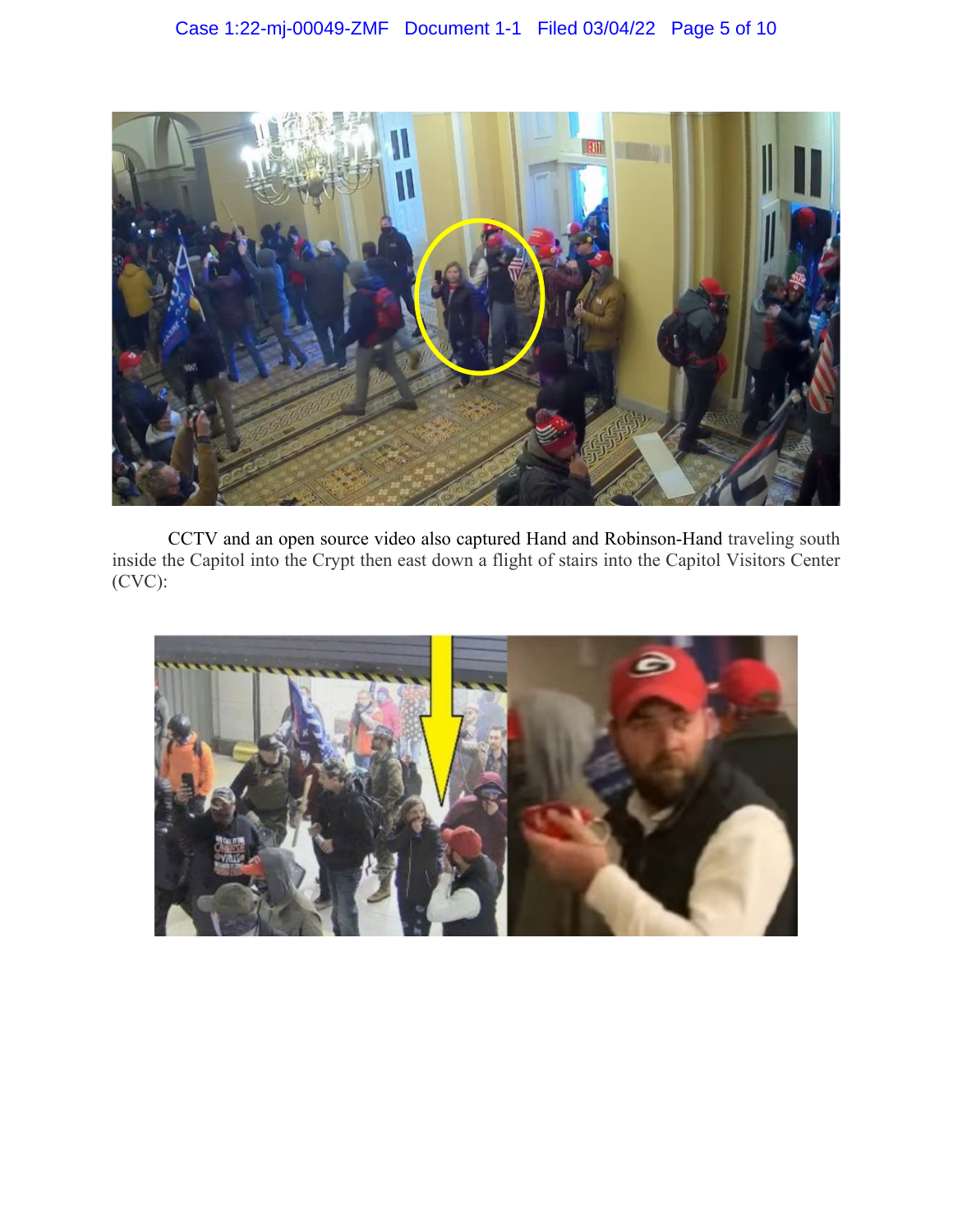CCTV and an open source video also captured Hand and Robinson-Hand traveling south inside the Capitol into the Crypt then east down a flight of stairs into the Capitol Visitors Center (CVC):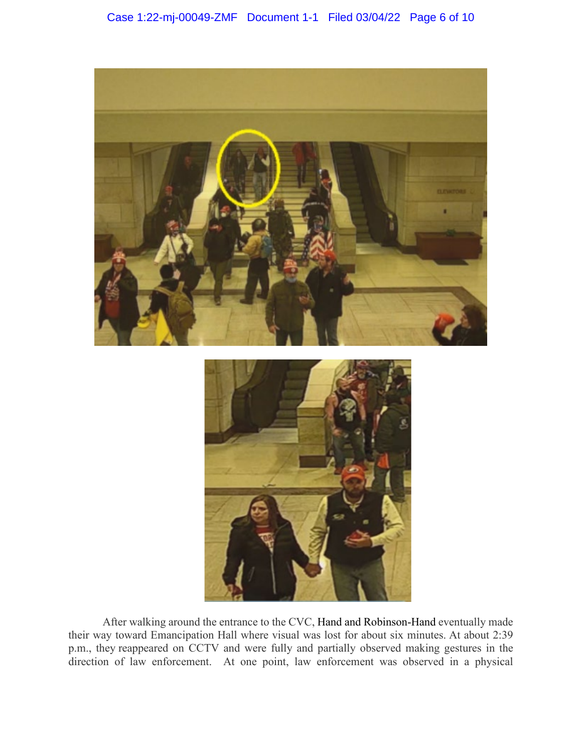After walking around the entrance to the CVC, Hand and Robinson-Hand eventually made their way toward Emancipation Hall where visual was lost for about six minutes. At about 2:39 p.m., they reappeared on CCTV and were fully and partially observed making gestures in the direction of law enforcement. At one point, law enforcement was observed in a physical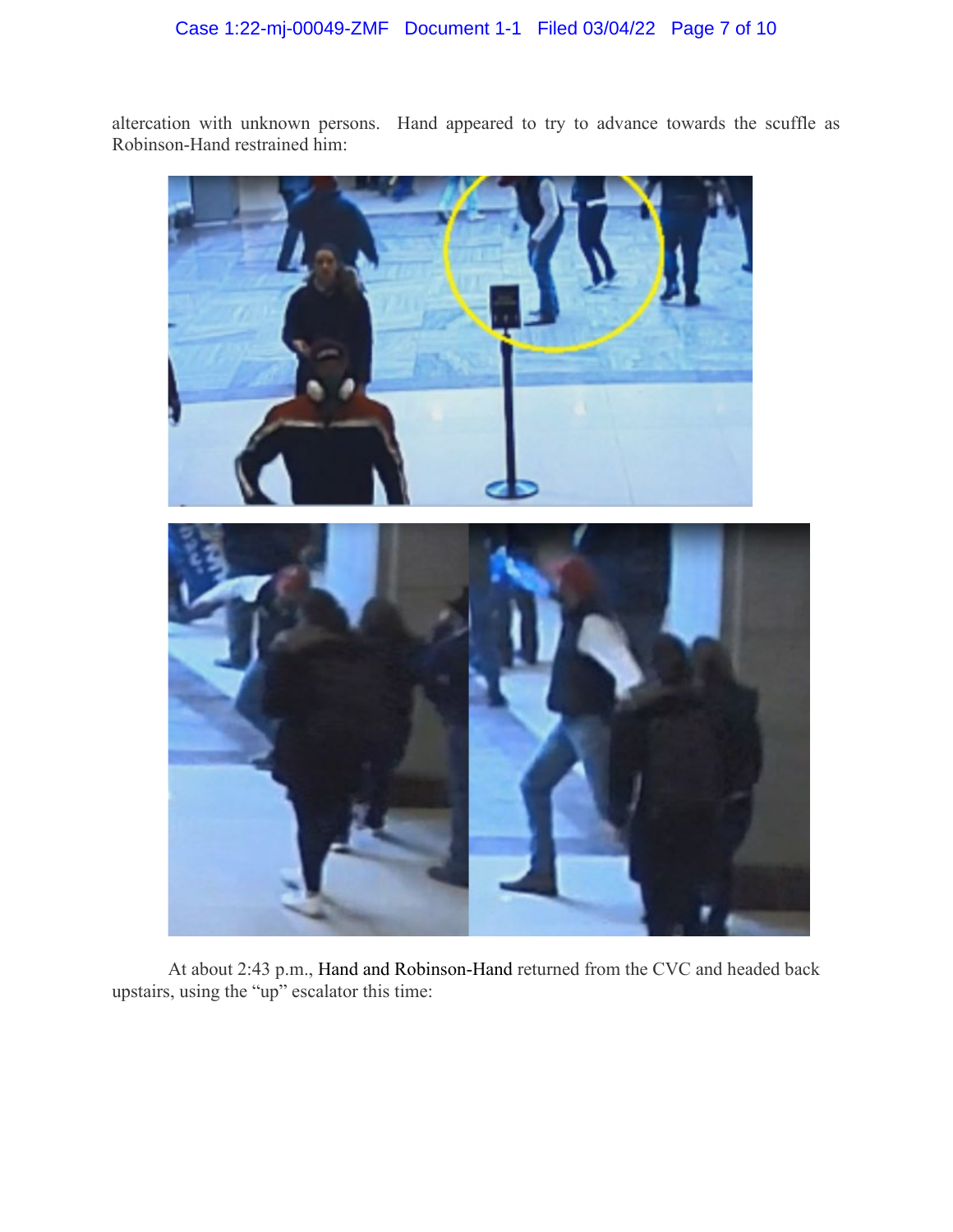altercation with unknown persons. Hand appeared to try to advance towards the scuffle as Robinson-Hand restrained him:

At about 2:43 p.m., Hand and Robinson-Hand returned from the CVC and headed back upstairs, using the "up" escalator this time: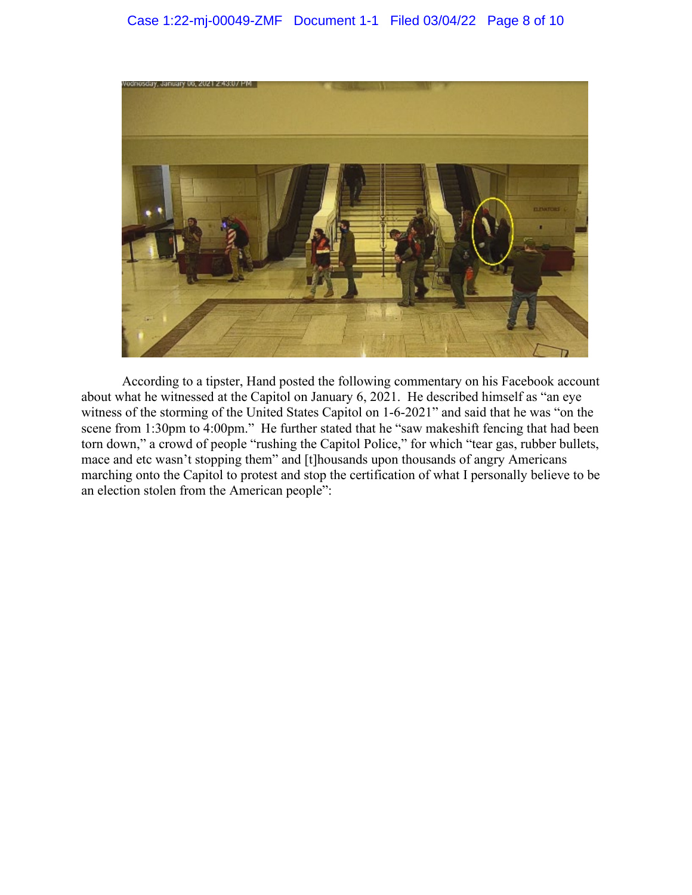According to a tipster, Hand posted the following commentary on his Facebook account about what he witnessed at the Capitol on January 6, 2021. He described himself as "an eye witness of the storming of the United States Capitol on 1-6-2021" and said that he was "on the scene from 1:30pm to 4:00pm." He further stated that he "saw makeshift fencing that had been torn down," a crowd of people "rushing the Capitol Police," for which "tear gas, rubber bullets, mace and etc wasn't stopping them" and [t]housands upon thousands of angry Americans marching onto the Capitol to protest and stop the certification of what I personally believe to be an election stolen from the American people":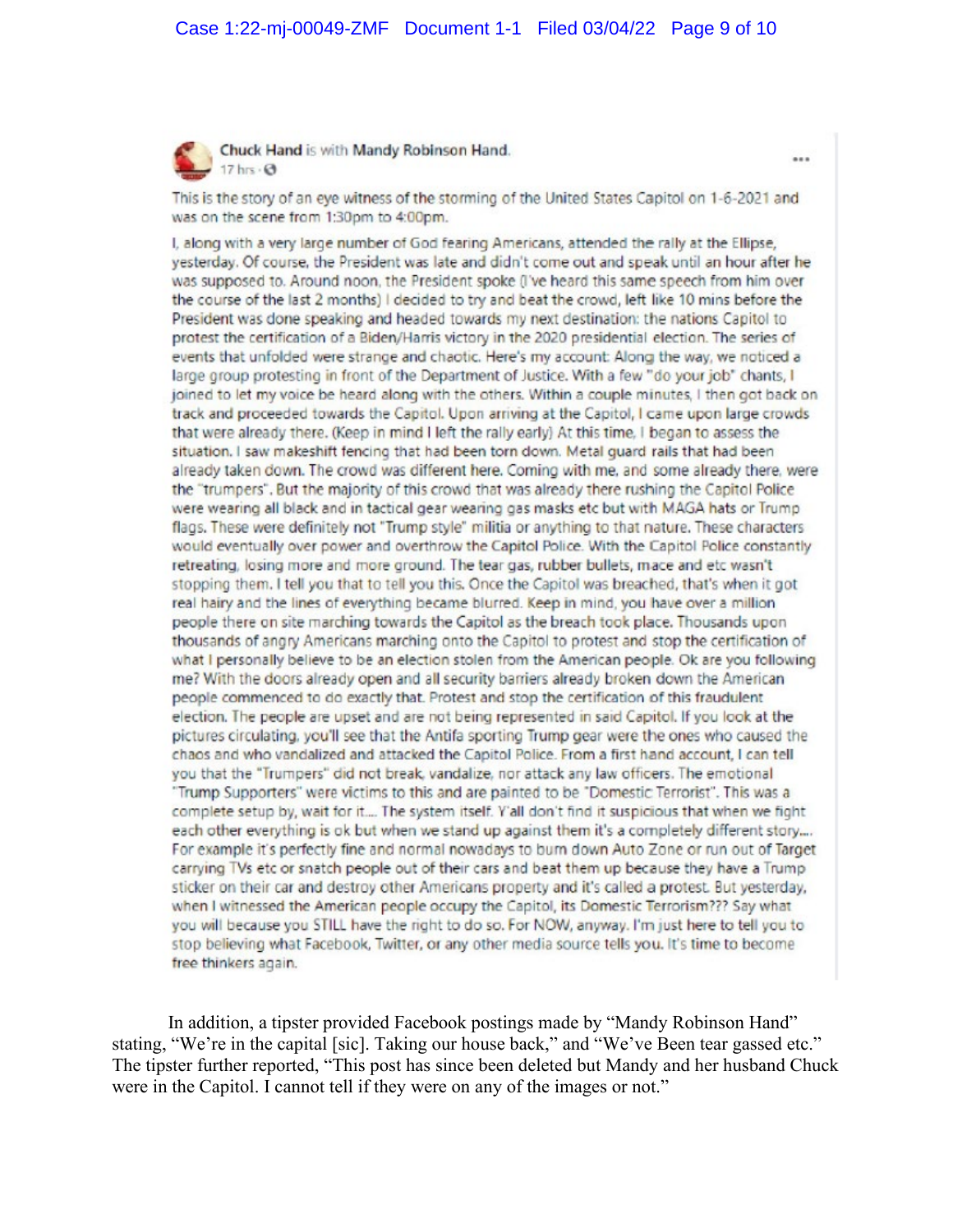**Chuck Hand** is with **Mandy Robinson Hand**.
17 hrs ·

This is the story of an eye witness of the storming of the United States Capitol on 1-6-2021 and was on the scene from 1:30pm to 4:00pm.

I, along with a very large number of God fearing Americans, attended the rally at the Ellipse, yesterday. Of course, the President was late and didn't come out and speak until an hour after he was supposed to. Around noon, the President spoke (I've heard this same speech from him over the course of the last 2 months) I decided to try and beat the crowd, left like 10 mins before the President was done speaking and headed towards my next destination: the nations Capitol to protest the certification of a Biden/Harris victory in the 2020 presidential election. The series of events that unfolded were strange and chaotic. Here's my account: Along the way, we noticed a large group protesting in front of the Department of Justice. With a few "do your job" chants, I joined to let my voice be heard along with the others. Within a couple minutes, I then got back on track and proceeded towards the Capitol. Upon arriving at the Capitol, I came upon large crowds that were already there. (Keep in mind I left the rally early) At this time, I began to assess the situation. I saw makeshift fencing that had been torn down. Metal guard rails that had been already taken down. The crowd was different here. Coming with me, and some already there, were the "trumpers". But the majority of this crowd that was already there rushing the Capitol Police were wearing all black and in tactical gear wearing gas masks etc but with MAGA hats or Trump flags. These were definitely not "Trump style" militia or anything to that nature. These characters would eventually over power and overthrow the Capitol Police. With the Capitol Police constantly retreating, losing more and more ground. The tear gas, rubber bullets, mace and etc wasn't stopping them. I tell you that to tell you this. Once the Capitol was breached, that's when it got real hairy and the lines of everything became blurred. Keep in mind, you have over a million people there on site marching towards the Capitol as the breach took place. Thousands upon thousands of angry Americans marching onto the Capitol to protest and stop the certification of what I personally believe to be an election stolen from the American people. Ok are you following me? With the doors already open and all security barriers already broken down the American people commenced to do exactly that. Protest and stop the certification of this fraudulent election. The people are upset and are not being represented in said Capitol. If you look at the pictures circulating, you'll see that the Antifa sporting Trump gear were the ones who caused the chaos and who vandalized and attacked the Capitol Police. From a first hand account, I can tell you that the "Trumpers" did not break, vandalize, nor attack any law officers. The emotional "Trump Supporters" were victims to this and are painted to be "Domestic Terrorist". This was a complete setup by, wait for it.... The system itself. Y'all don't find it suspicious that when we fight each other everything is ok but when we stand up against them it's a completely different story.... For example it's perfectly fine and normal nowadays to burn down Auto Zone or run out of Target carrying TVs etc or snatch people out of their cars and beat them up because they have a Trump sticker on their car and destroy other Americans property and it's called a protest. But yesterday, when I witnessed the American people occupy the Capitol, its Domestic Terrorism??? Say what you will because you STILL have the right to do so. For NOW, anyway. I'm just here to tell you to stop believing what Facebook, Twitter, or any other media source tells you. It's time to become free thinkers again.

In addition, a tipster provided Facebook postings made by "Mandy Robinson Hand" stating, "We're in the capital [sic]. Taking our house back," and "We've Been tear gassed etc." The tipster further reported, "This post has since been deleted but Mandy and her husband Chuck were in the Capitol. I cannot tell if they were on any of the images or not."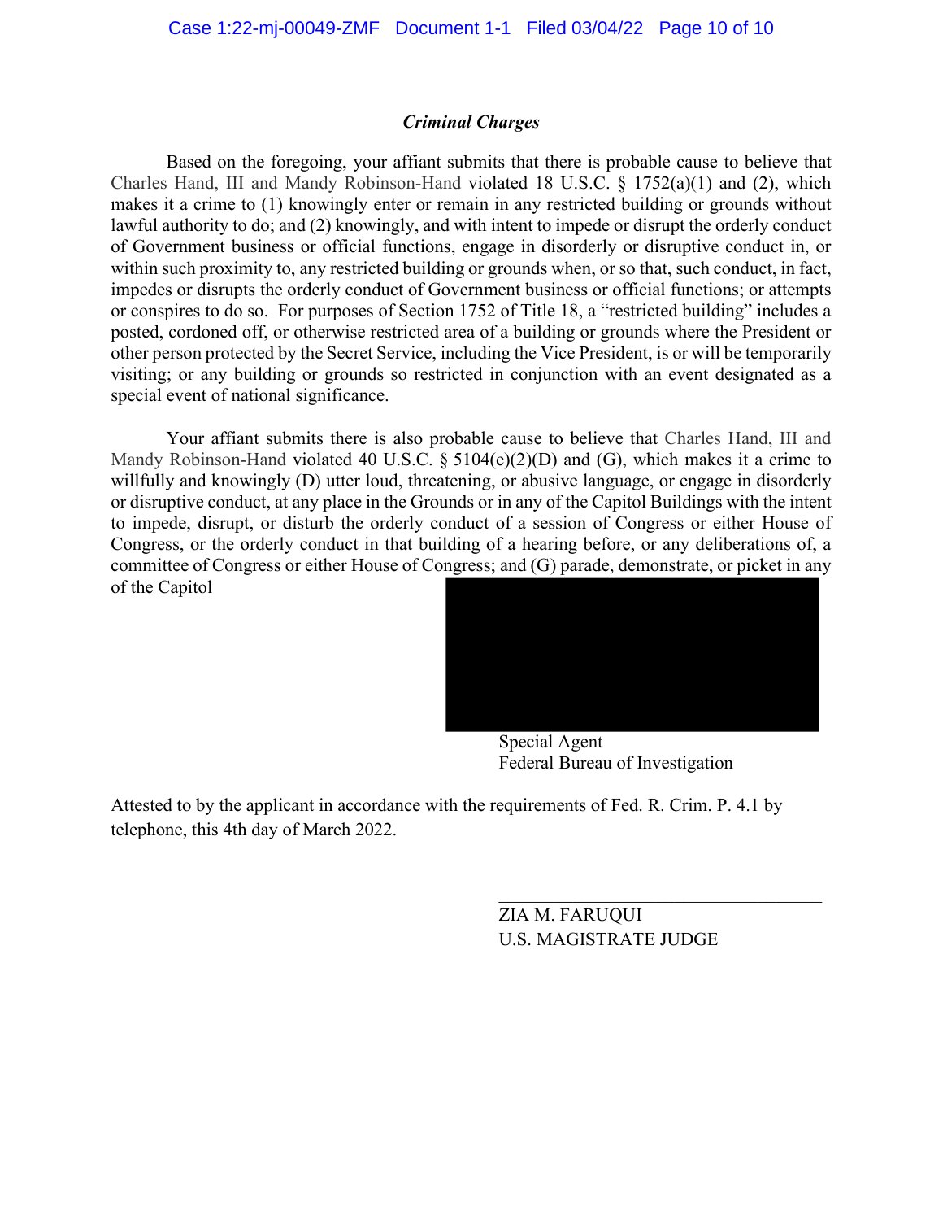***Criminal Charges***

Based on the foregoing, your affiant submits that there is probable cause to believe that Charles Hand, III and Mandy Robinson-Hand violated 18 U.S.C. § 1752(a)(1) and (2), which makes it a crime to (1) knowingly enter or remain in any restricted building or grounds without lawful authority to do; and (2) knowingly, and with intent to impede or disrupt the orderly conduct of Government business or official functions, engage in disorderly or disruptive conduct in, or within such proximity to, any restricted building or grounds when, or so that, such conduct, in fact, impedes or disrupts the orderly conduct of Government business or official functions; or attempts or conspires to do so. For purposes of Section 1752 of Title 18, a "restricted building" includes a posted, cordoned off, or otherwise restricted area of a building or grounds where the President or other person protected by the Secret Service, including the Vice President, is or will be temporarily visiting; or any building or grounds so restricted in conjunction with an event designated as a special event of national significance.

Your affiant submits there is also probable cause to believe that Charles Hand, III and Mandy Robinson-Hand violated 40 U.S.C. § 5104(e)(2)(D) and (G), which makes it a crime to willfully and knowingly (D) utter loud, threatening, or abusive language, or engage in disorderly or disruptive conduct, at any place in the Grounds or in any of the Capitol Buildings with the intent to impede, disrupt, or disturb the orderly conduct of a session of Congress or either House of Congress, or the orderly conduct in that building of a hearing before, or any deliberations of, a committee of Congress or either House of Congress; and (G) parade, demonstrate, or picket in any of the Capitol

Special Agent
Federal Bureau of Investigation

Attested to by the applicant in accordance with the requirements of Fed. R. Crim. P. 4.1 by telephone, this 4th day of March 2022.

ZIA M. FARUQUI
U.S. MAGISTRATE JUDGE